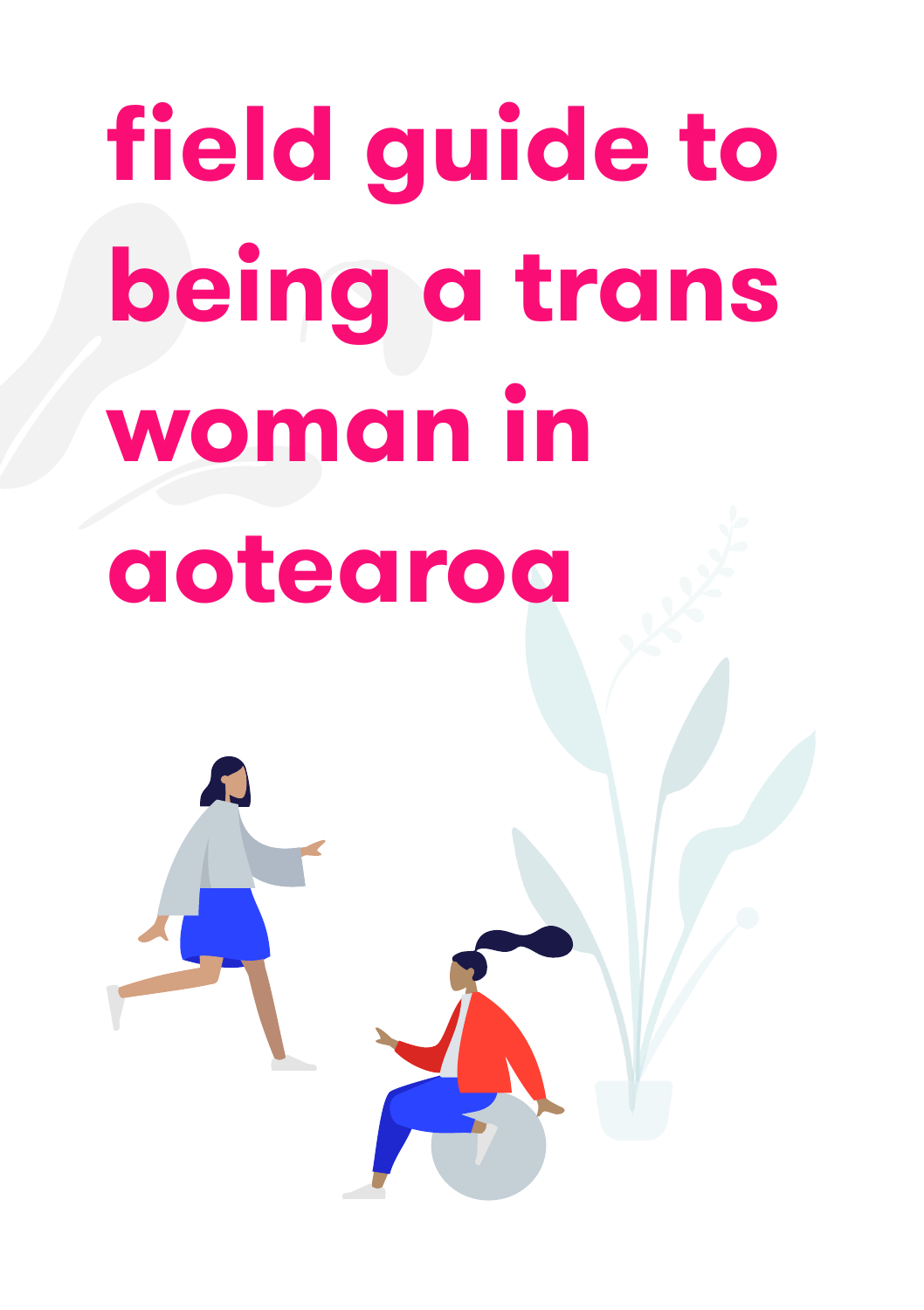# field guide to being a trans woman in aotearoa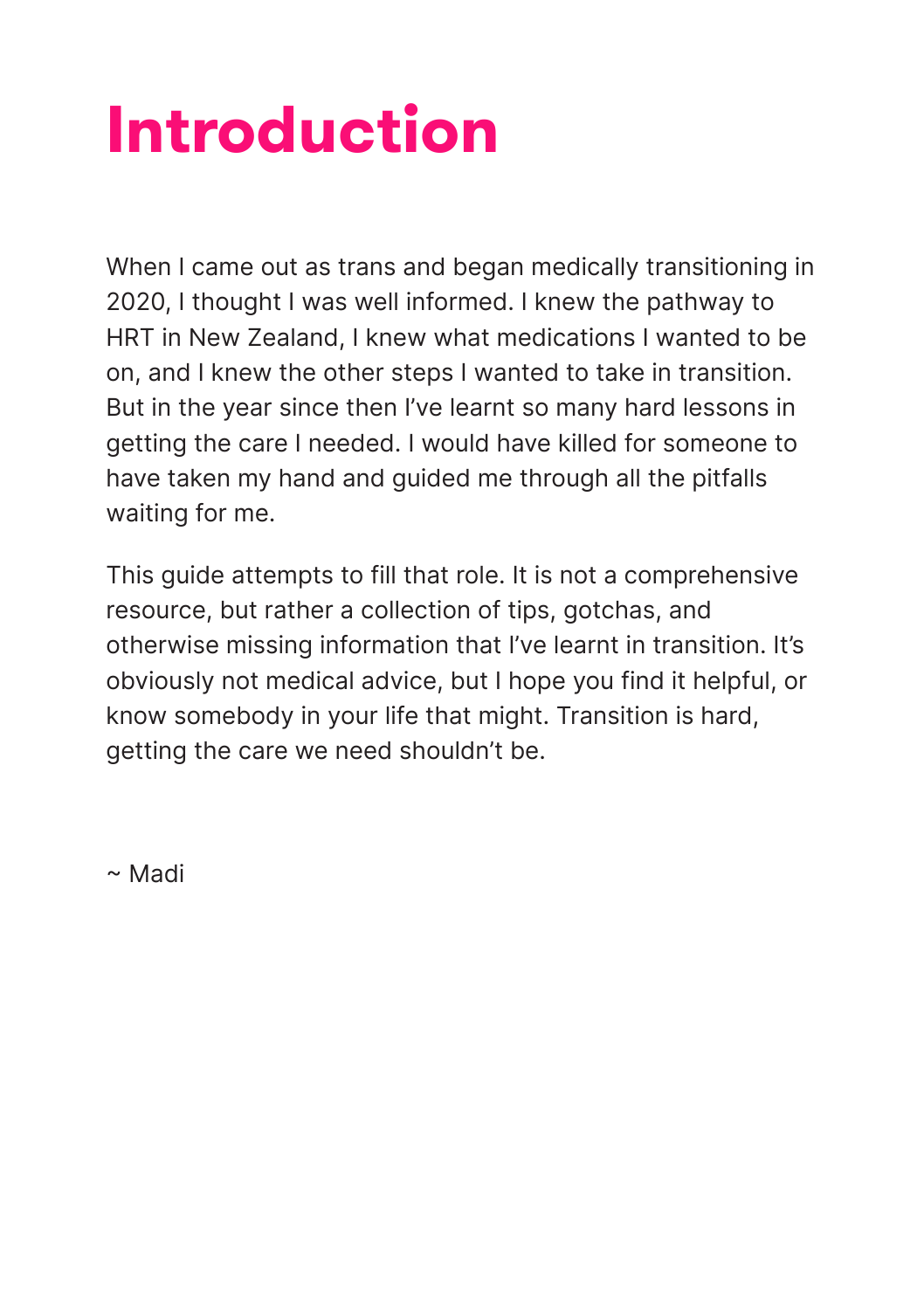# Introduction

When I came out as trans and began medically transitioning in 2020, I thought I was well informed. I knew the pathway to HRT in New Zealand, I knew what medications I wanted to be on, and I knew the other steps I wanted to take in transition. But in the year since then I've learnt so many hard lessons in getting the care I needed. I would have killed for someone to have taken my hand and guided me through all the pitfalls waiting for me.

This guide attempts to fill that role. It is not a comprehensive resource, but rather a collection of tips, gotchas, and otherwise missing information that I've learnt in transition. It's obviously not medical advice, but I hope you find it helpful, or know somebody in your life that might. Transition is hard, getting the care we need shouldn't be.

~ Madi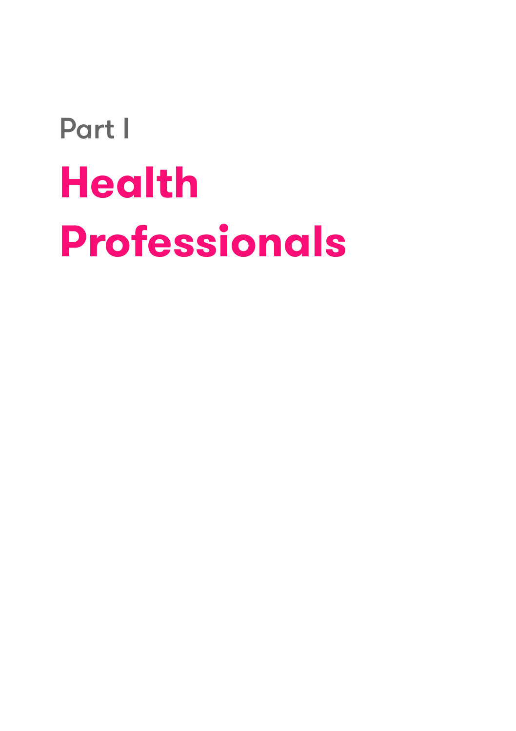Part I

# Health Professionals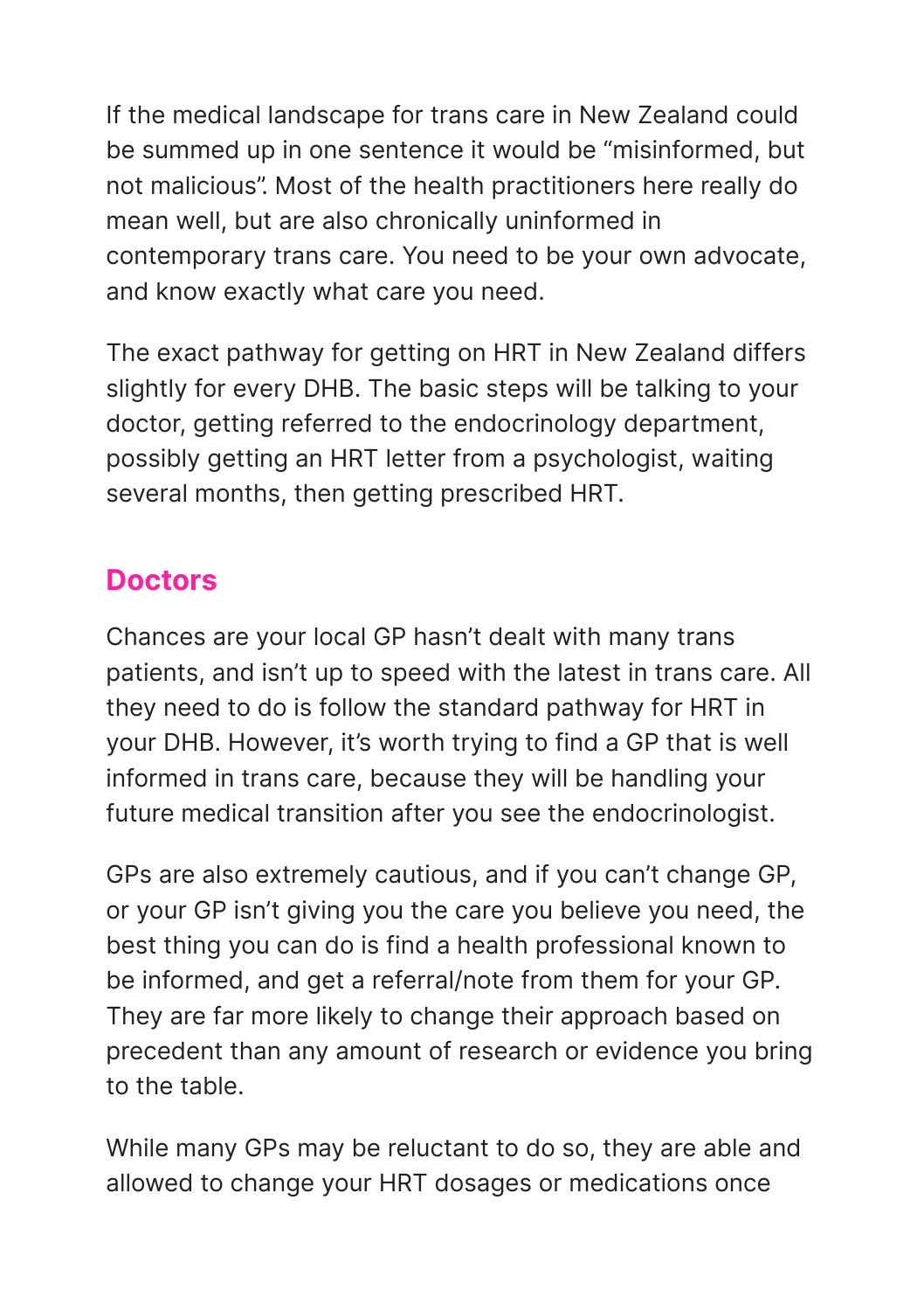If the medical landscape for trans care in New Zealand could be summed up in one sentence it would be "misinformed, but not malicious". Most of the health practitioners here really do mean well, but are also chronically uninformed in contemporary trans care. You need to be your own advocate, and know exactly what care you need.

The exact pathway for getting on HRT in New Zealand differs slightly for every DHB. The basic steps will be talking to your doctor, getting referred to the endocrinology department, possibly getting an HRT letter from a psychologist, waiting several months, then getting prescribed HRT.

## Doctors

Chances are your local GP hasn't dealt with many trans patients, and isn't up to speed with the latest in trans care. All they need to do is follow the standard pathway for HRT in your DHB. However, it's worth trying to find a GP that is well informed in trans care, because they will be handling your future medical transition after you see the endocrinologist.

GPs are also extremely cautious, and if you can't change GP, or your GP isn't giving you the care you believe you need, the best thing you can do is find a health professional known to be informed, and get a referral/note from them for your GP. They are far more likely to change their approach based on precedent than any amount of research or evidence you bring to the table.

While many GPs may be reluctant to do so, they are able and allowed to change your HRT dosages or medications once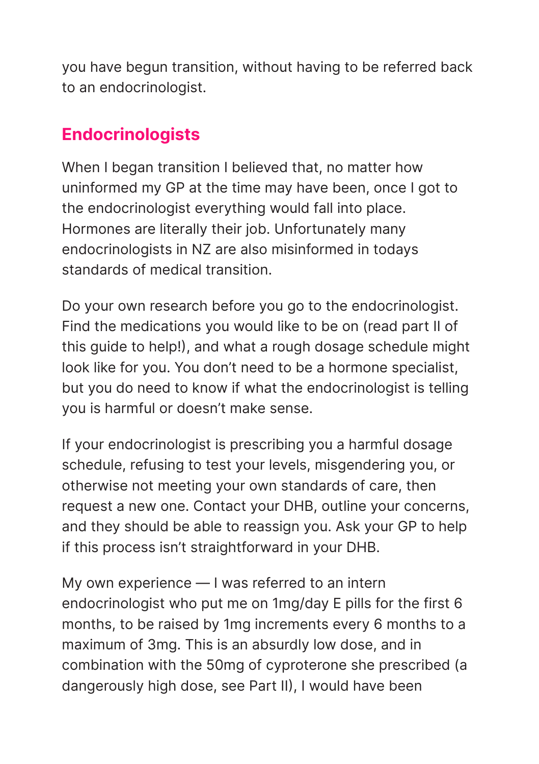you have begun transition, without having to be referred back to an endocrinologist.

## Endocrinologists

When I began transition I believed that, no matter how uninformed my GP at the time may have been, once I got to the endocrinologist everything would fall into place. Hormones are literally their job. Unfortunately many endocrinologists in NZ are also misinformed in todays standards of medical transition.

Do your own research before you go to the endocrinologist. Find the medications you would like to be on (read part II of this guide to help!), and what a rough dosage schedule might look like for you. You don't need to be a hormone specialist, but you do need to know if what the endocrinologist is telling you is harmful or doesn't make sense.

If your endocrinologist is prescribing you a harmful dosage schedule, refusing to test your levels, misgendering you, or otherwise not meeting your own standards of care, then request a new one. Contact your DHB, outline your concerns, and they should be able to reassign you. Ask your GP to help if this process isn't straightforward in your DHB.

My own experience — I was referred to an intern endocrinologist who put me on 1mg/day E pills for the first 6 months, to be raised by 1mg increments every 6 months to a maximum of 3mg. This is an absurdly low dose, and in combination with the 50mg of cyproterone she prescribed (a dangerously high dose, see Part II), I would have been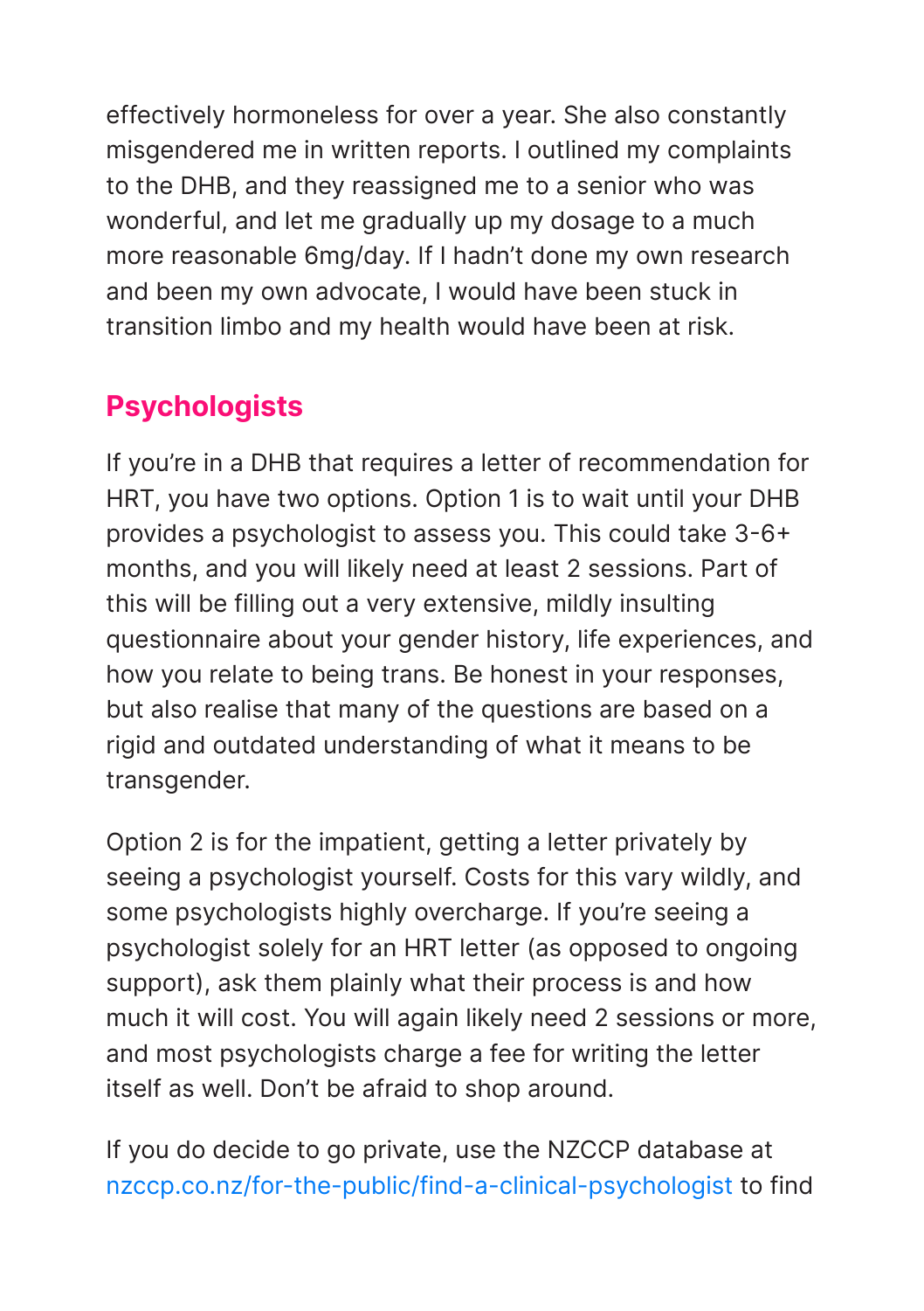effectively hormoneless for over a year. She also constantly misgendered me in written reports. I outlined my complaints to the DHB, and they reassigned me to a senior who was wonderful, and let me gradually up my dosage to a much more reasonable 6mg/day. If I hadn't done my own research and been my own advocate, I would have been stuck in transition limbo and my health would have been at risk.

## Psychologists

If you're in a DHB that requires a letter of recommendation for HRT, you have two options. Option 1 is to wait until your DHB provides a psychologist to assess you. This could take 3-6+ months, and you will likely need at least 2 sessions. Part of this will be filling out a very extensive, mildly insulting questionnaire about your gender history, life experiences, and how you relate to being trans. Be honest in your responses, but also realise that many of the questions are based on a rigid and outdated understanding of what it means to be transgender.

Option 2 is for the impatient, getting a letter privately by seeing a psychologist yourself. Costs for this vary wildly, and some psychologists highly overcharge. If you're seeing a psychologist solely for an HRT letter (as opposed to ongoing support), ask them plainly what their process is and how much it will cost. You will again likely need 2 sessions or more, and most psychologists charge a fee for writing the letter itself as well. Don't be afraid to shop around.

If you do decide to go private, use the NZCCP database at [nzccp.co.nz/for-the-public/find-a-clinical-psychologist](nzccp.co.nz/for-the-public/find-a-clinical-psychologist) to find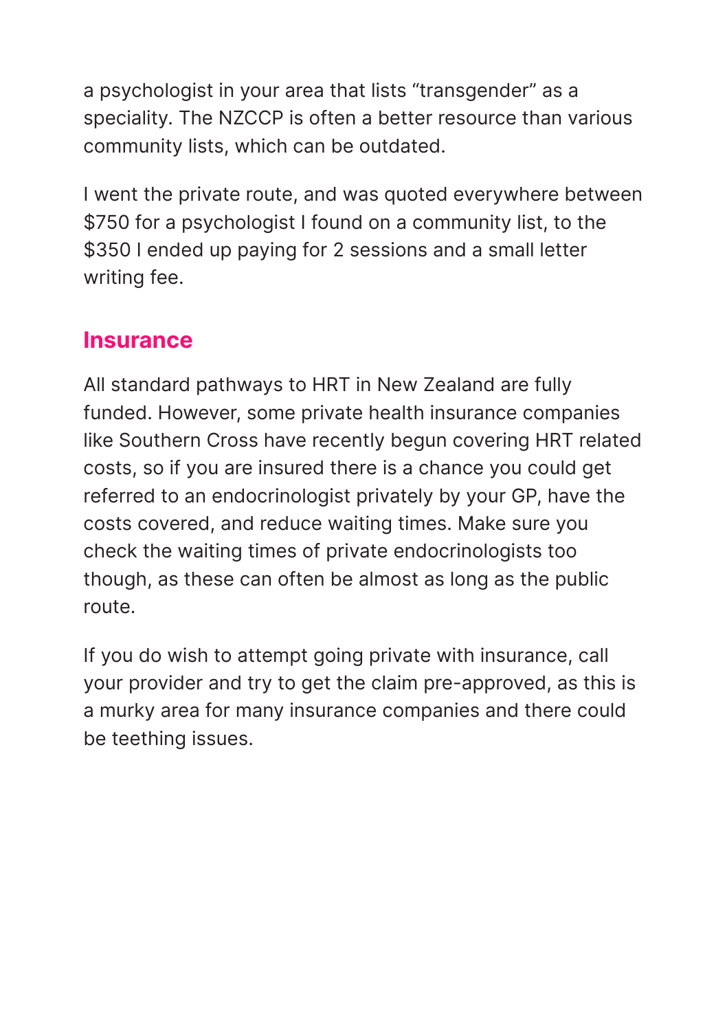a psychologist in your area that lists "transgender" as a speciality. The NZCCP is often a better resource than various community lists, which can be outdated.

I went the private route, and was quoted everywhere between $750 for a psychologist I found on a community list, to the $350 I ended up paying for 2 sessions and a small letter writing fee.

## Insurance

All standard pathways to HRT in New Zealand are fully funded. However, some private health insurance companies like Southern Cross have recently begun covering HRT related costs, so if you are insured there is a chance you could get referred to an endocrinologist privately by your GP, have the costs covered, and reduce waiting times. Make sure you check the waiting times of private endocrinologists too though, as these can often be almost as long as the public route.

If you do wish to attempt going private with insurance, call your provider and try to get the claim pre-approved, as this is a murky area for many insurance companies and there could be teething issues.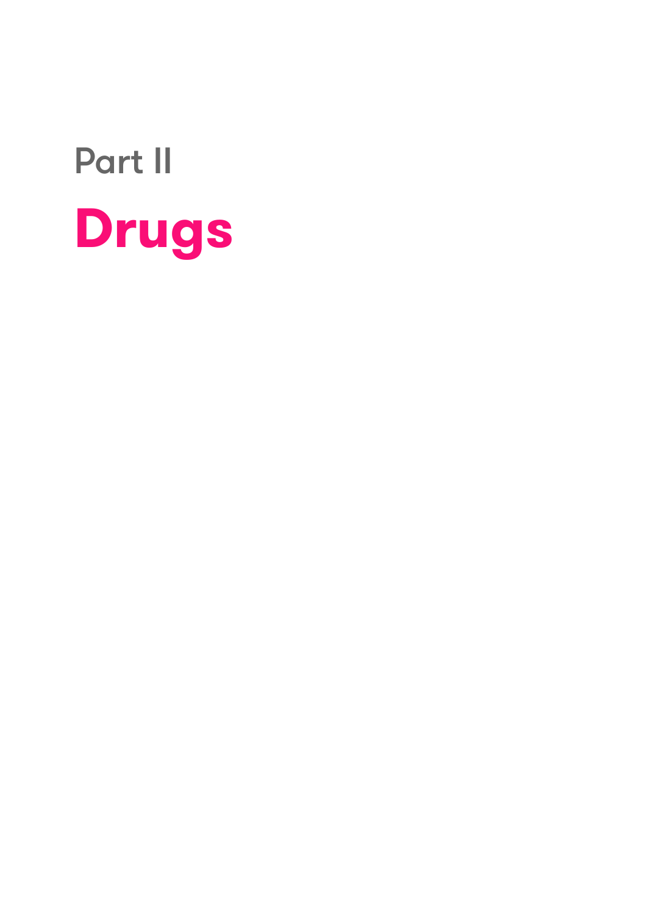Part II

# Drugs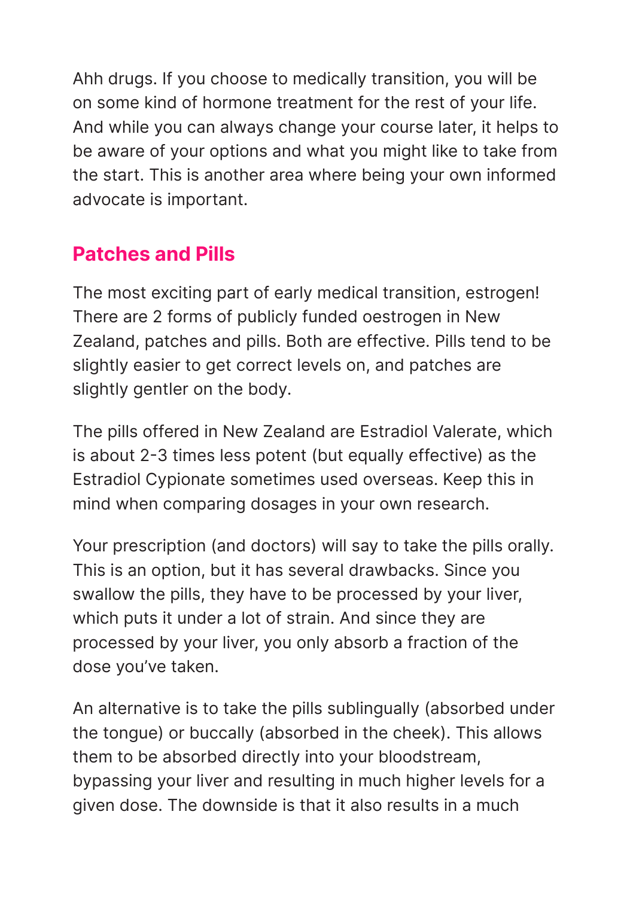Ahh drugs. If you choose to medically transition, you will be on some kind of hormone treatment for the rest of your life. And while you can always change your course later, it helps to be aware of your options and what you might like to take from the start. This is another area where being your own informed advocate is important.

## Patches and Pills

The most exciting part of early medical transition, estrogen! There are 2 forms of publicly funded oestrogen in New Zealand, patches and pills. Both are effective. Pills tend to be slightly easier to get correct levels on, and patches are slightly gentler on the body.

The pills offered in New Zealand are Estradiol Valerate, which is about 2-3 times less potent (but equally effective) as the Estradiol Cypionate sometimes used overseas. Keep this in mind when comparing dosages in your own research.

Your prescription (and doctors) will say to take the pills orally. This is an option, but it has several drawbacks. Since you swallow the pills, they have to be processed by your liver, which puts it under a lot of strain. And since they are processed by your liver, you only absorb a fraction of the dose you've taken.

An alternative is to take the pills sublingually (absorbed under the tongue) or buccally (absorbed in the cheek). This allows them to be absorbed directly into your bloodstream, bypassing your liver and resulting in much higher levels for a given dose. The downside is that it also results in a much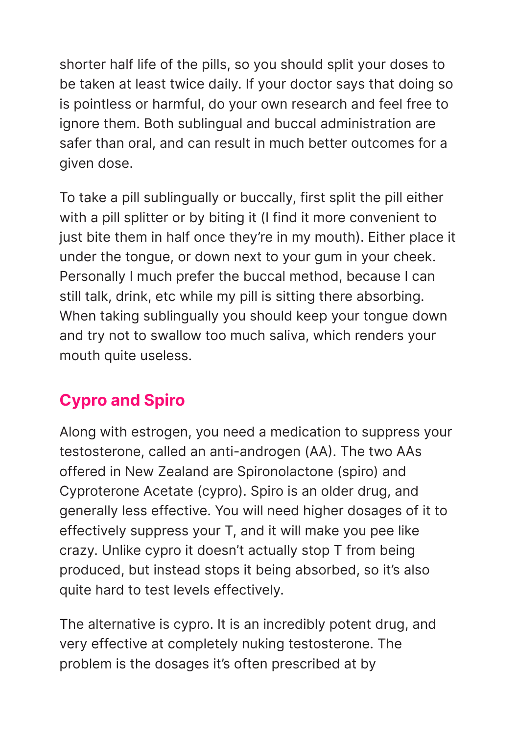shorter half life of the pills, so you should split your doses to be taken at least twice daily. If your doctor says that doing so is pointless or harmful, do your own research and feel free to ignore them. Both sublingual and buccal administration are safer than oral, and can result in much better outcomes for a given dose.

To take a pill sublingually or buccally, first split the pill either with a pill splitter or by biting it (I find it more convenient to just bite them in half once they're in my mouth). Either place it under the tongue, or down next to your gum in your cheek. Personally I much prefer the buccal method, because I can still talk, drink, etc while my pill is sitting there absorbing. When taking sublingually you should keep your tongue down and try not to swallow too much saliva, which renders your mouth quite useless.

## Cypro and Spiro

Along with estrogen, you need a medication to suppress your testosterone, called an anti-androgen (AA). The two AAs offered in New Zealand are Spironolactone (spiro) and Cyproterone Acetate (cypro). Spiro is an older drug, and generally less effective. You will need higher dosages of it to effectively suppress your T, and it will make you pee like crazy. Unlike cypro it doesn't actually stop T from being produced, but instead stops it being absorbed, so it's also quite hard to test levels effectively.

The alternative is cypro. It is an incredibly potent drug, and very effective at completely nuking testosterone. The problem is the dosages it's often prescribed at by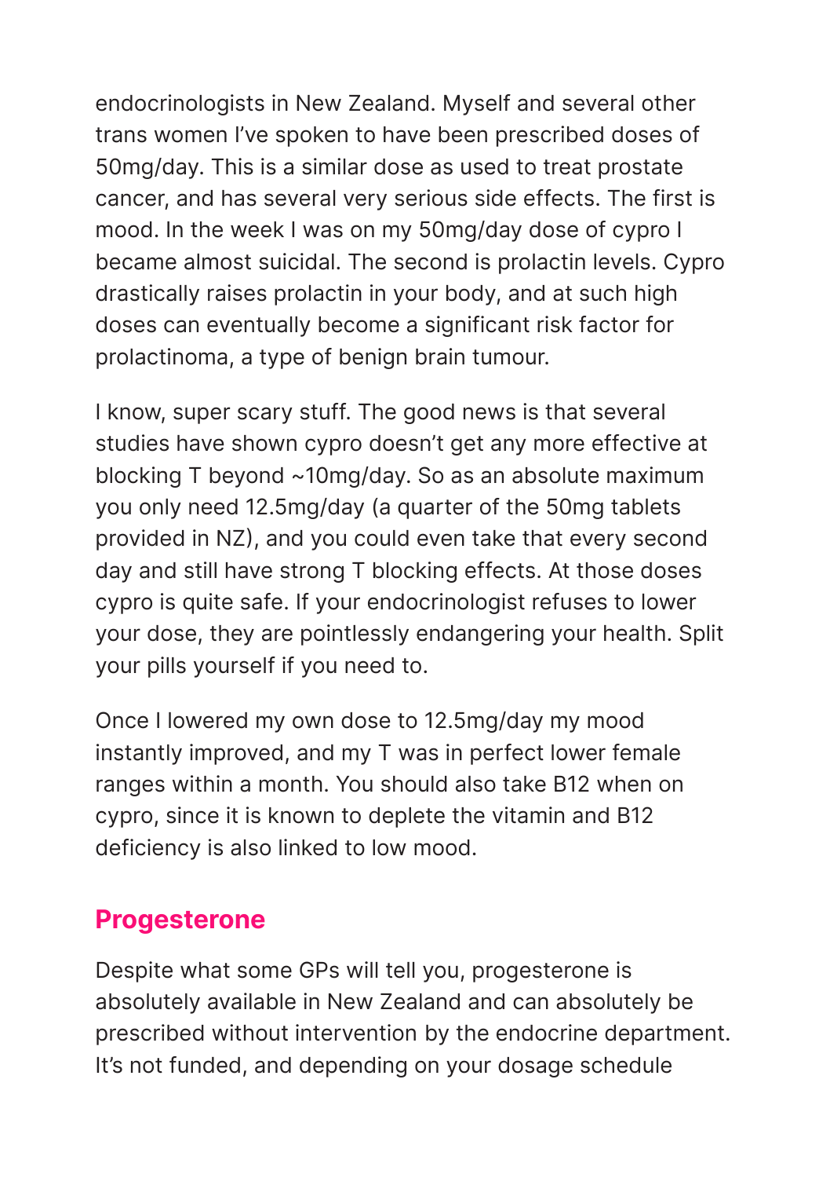endocrinologists in New Zealand. Myself and several other trans women I've spoken to have been prescribed doses of 50mg/day. This is a similar dose as used to treat prostate cancer, and has several very serious side effects. The first is mood. In the week I was on my 50mg/day dose of cypro I became almost suicidal. The second is prolactin levels. Cypro drastically raises prolactin in your body, and at such high doses can eventually become a significant risk factor for prolactinoma, a type of benign brain tumour.

I know, super scary stuff. The good news is that several studies have shown cypro doesn't get any more effective at blocking T beyond ~10mg/day. So as an absolute maximum you only need 12.5mg/day (a quarter of the 50mg tablets provided in NZ), and you could even take that every second day and still have strong T blocking effects. At those doses cypro is quite safe. If your endocrinologist refuses to lower your dose, they are pointlessly endangering your health. Split your pills yourself if you need to.

Once I lowered my own dose to 12.5mg/day my mood instantly improved, and my T was in perfect lower female ranges within a month. You should also take B12 when on cypro, since it is known to deplete the vitamin and B12 deficiency is also linked to low mood.

## Progesterone

Despite what some GPs will tell you, progesterone is absolutely available in New Zealand and can absolutely be prescribed without intervention by the endocrine department. It's not funded, and depending on your dosage schedule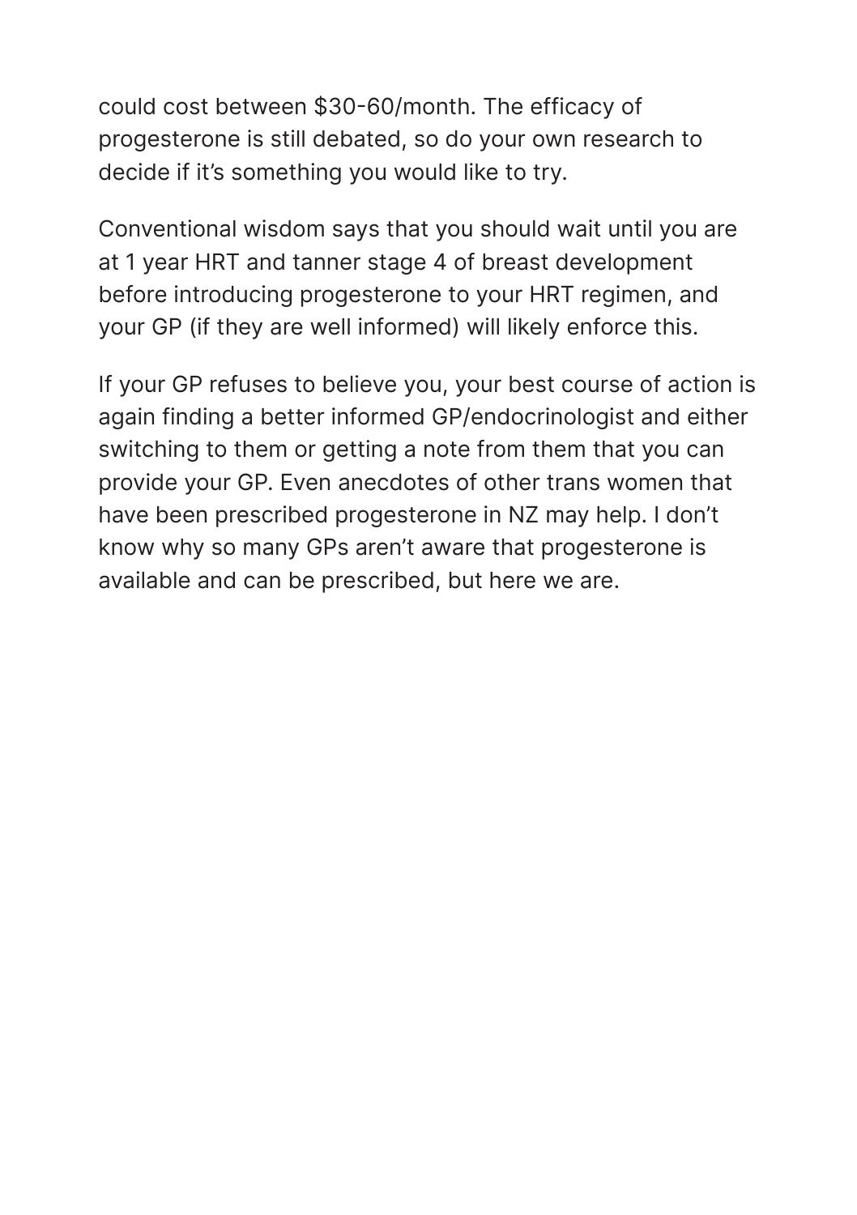could cost between $30-60/month. The efficacy of progesterone is still debated, so do your own research to decide if it's something you would like to try.

Conventional wisdom says that you should wait until you are at 1 year HRT and tanner stage 4 of breast development before introducing progesterone to your HRT regimen, and your GP (if they are well informed) will likely enforce this.

If your GP refuses to believe you, your best course of action is again finding a better informed GP/endocrinologist and either switching to them or getting a note from them that you can provide your GP. Even anecdotes of other trans women that have been prescribed progesterone in NZ may help. I don't know why so many GPs aren't aware that progesterone is available and can be prescribed, but here we are.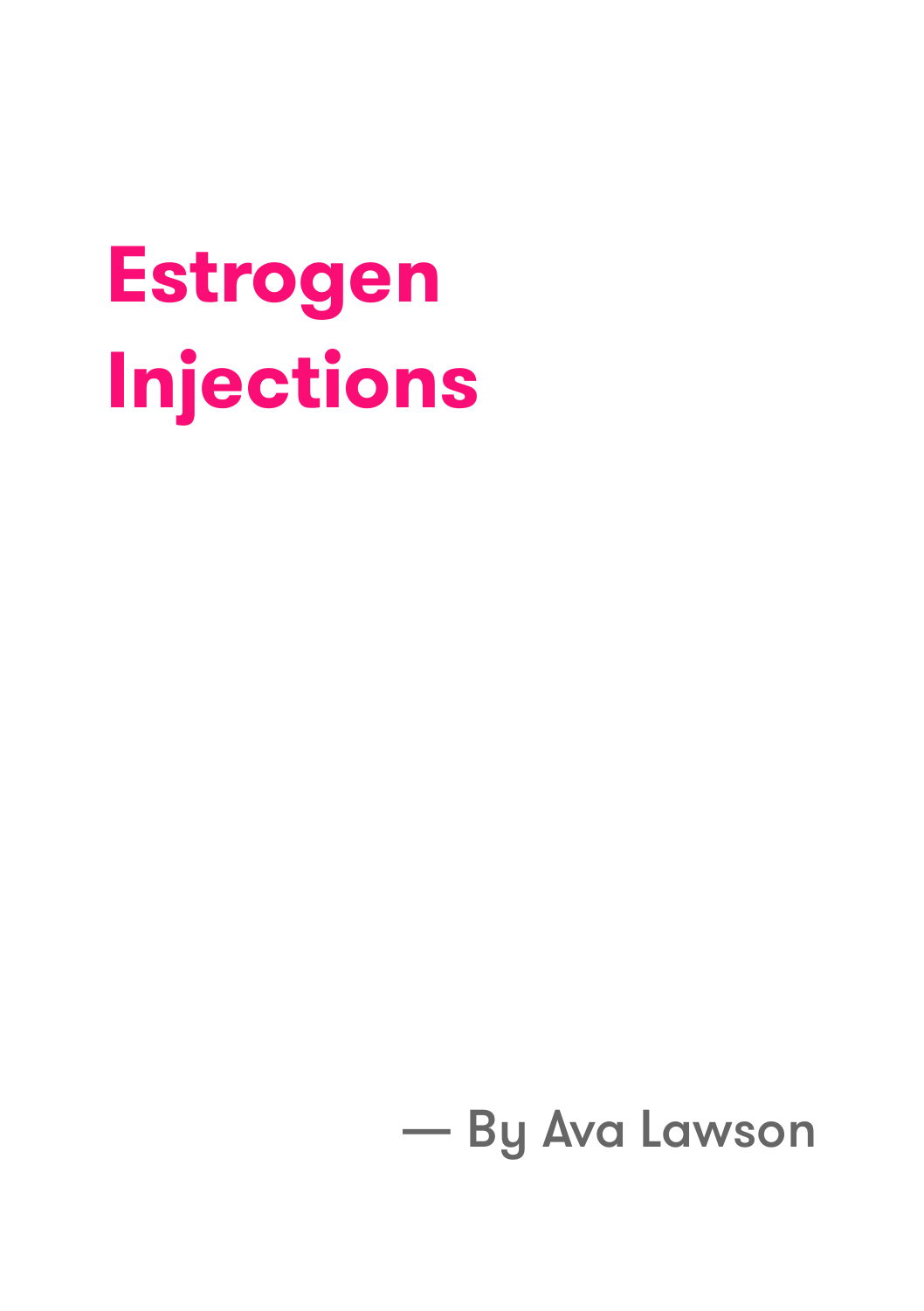# Estrogen Injections

— By Ava Lawson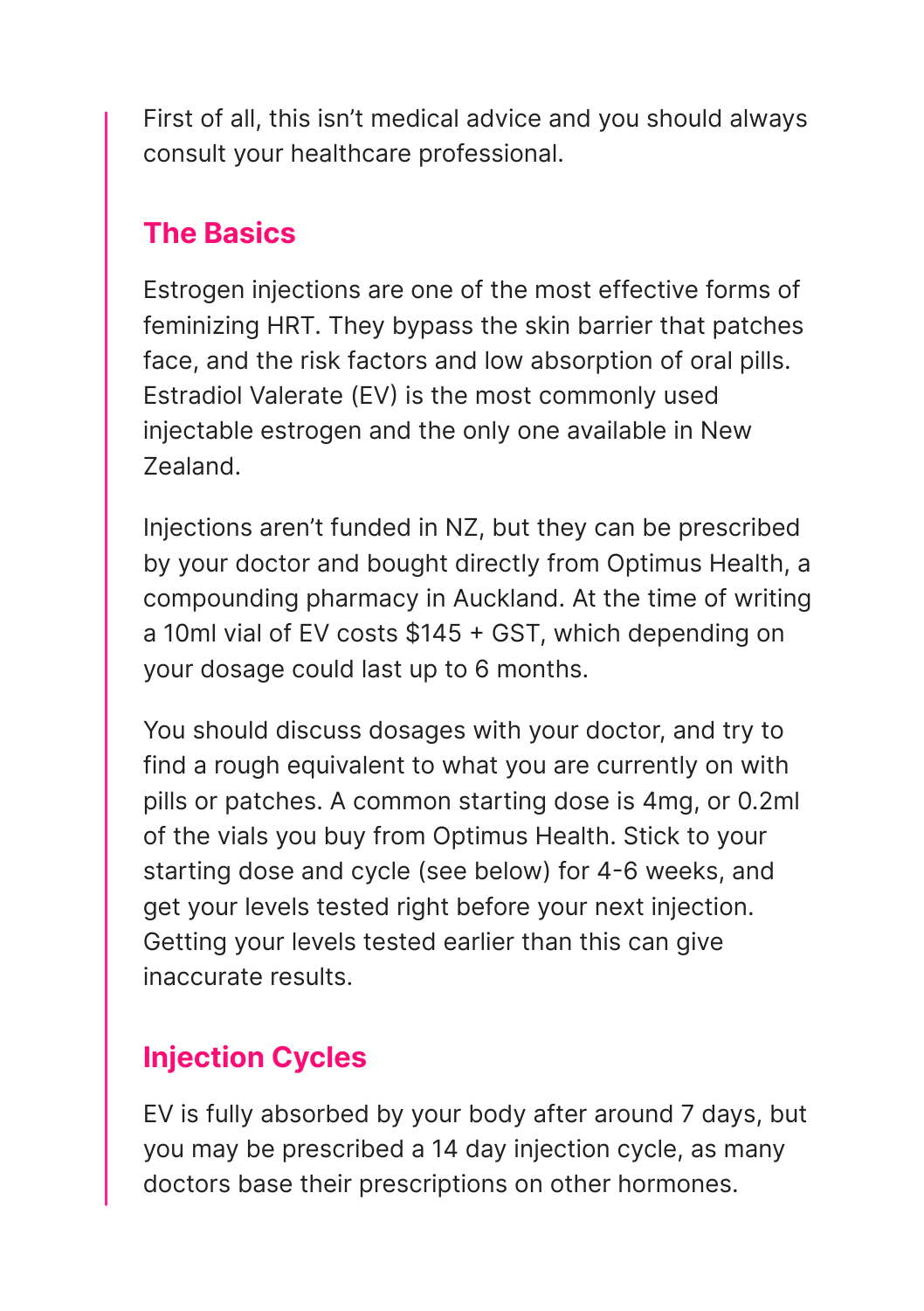First of all, this isn't medical advice and you should always consult your healthcare professional.

## The Basics

Estrogen injections are one of the most effective forms of feminizing HRT. They bypass the skin barrier that patches face, and the risk factors and low absorption of oral pills. Estradiol Valerate (EV) is the most commonly used injectable estrogen and the only one available in New Zealand.

Injections aren't funded in NZ, but they can be prescribed by your doctor and bought directly from Optimus Health, a compounding pharmacy in Auckland. At the time of writing a 10ml vial of EV costs $145 + GST, which depending on your dosage could last up to 6 months.

You should discuss dosages with your doctor, and try to find a rough equivalent to what you are currently on with pills or patches. A common starting dose is 4mg, or 0.2ml of the vials you buy from Optimus Health. Stick to your starting dose and cycle (see below) for 4-6 weeks, and get your levels tested right before your next injection. Getting your levels tested earlier than this can give inaccurate results.

## Injection Cycles

EV is fully absorbed by your body after around 7 days, but you may be prescribed a 14 day injection cycle, as many doctors base their prescriptions on other hormones.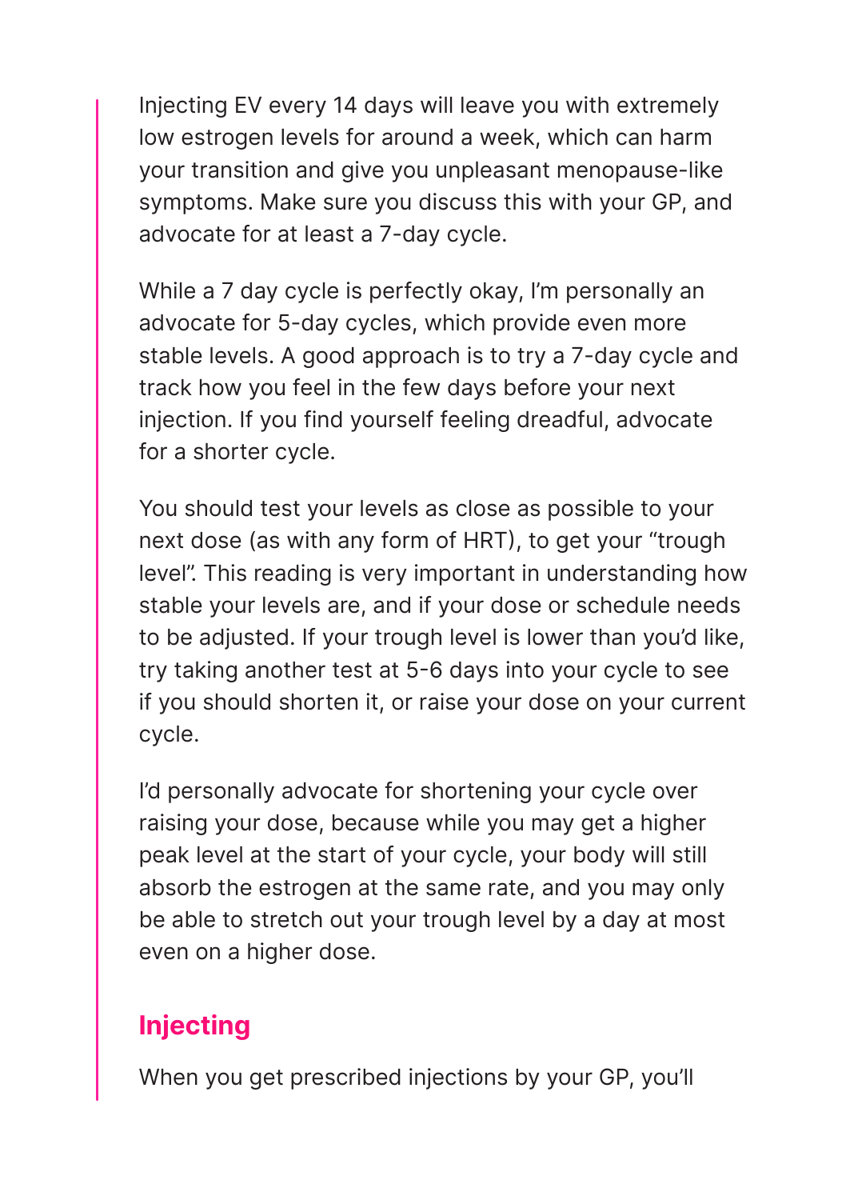Injecting EV every 14 days will leave you with extremely low estrogen levels for around a week, which can harm your transition and give you unpleasant menopause-like symptoms. Make sure you discuss this with your GP, and advocate for at least a 7-day cycle.

While a 7 day cycle is perfectly okay, I'm personally an advocate for 5-day cycles, which provide even more stable levels. A good approach is to try a 7-day cycle and track how you feel in the few days before your next injection. If you find yourself feeling dreadful, advocate for a shorter cycle.

You should test your levels as close as possible to your next dose (as with any form of HRT), to get your "trough level". This reading is very important in understanding how stable your levels are, and if your dose or schedule needs to be adjusted. If your trough level is lower than you'd like, try taking another test at 5-6 days into your cycle to see if you should shorten it, or raise your dose on your current cycle.

I'd personally advocate for shortening your cycle over raising your dose, because while you may get a higher peak level at the start of your cycle, your body will still absorb the estrogen at the same rate, and you may only be able to stretch out your trough level by a day at most even on a higher dose.

## Injecting

When you get prescribed injections by your GP, you'll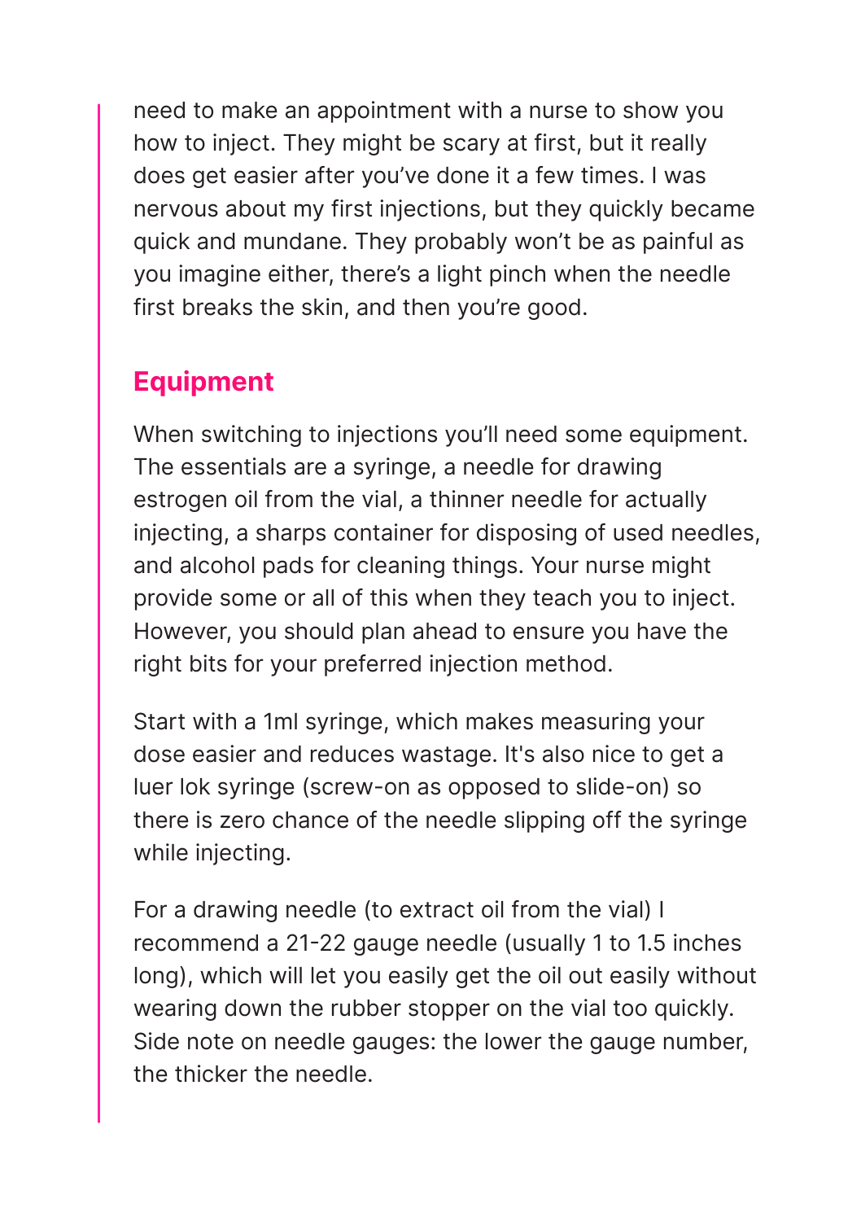need to make an appointment with a nurse to show you how to inject. They might be scary at first, but it really does get easier after you've done it a few times. I was nervous about my first injections, but they quickly became quick and mundane. They probably won't be as painful as you imagine either, there's a light pinch when the needle first breaks the skin, and then you're good.

## Equipment

When switching to injections you'll need some equipment. The essentials are a syringe, a needle for drawing estrogen oil from the vial, a thinner needle for actually injecting, a sharps container for disposing of used needles, and alcohol pads for cleaning things. Your nurse might provide some or all of this when they teach you to inject. However, you should plan ahead to ensure you have the right bits for your preferred injection method.

Start with a 1ml syringe, which makes measuring your dose easier and reduces wastage. It's also nice to get a luer lok syringe (screw-on as opposed to slide-on) so there is zero chance of the needle slipping off the syringe while injecting.

For a drawing needle (to extract oil from the vial) I recommend a 21-22 gauge needle (usually 1 to 1.5 inches long), which will let you easily get the oil out easily without wearing down the rubber stopper on the vial too quickly. Side note on needle gauges: the lower the gauge number, the thicker the needle.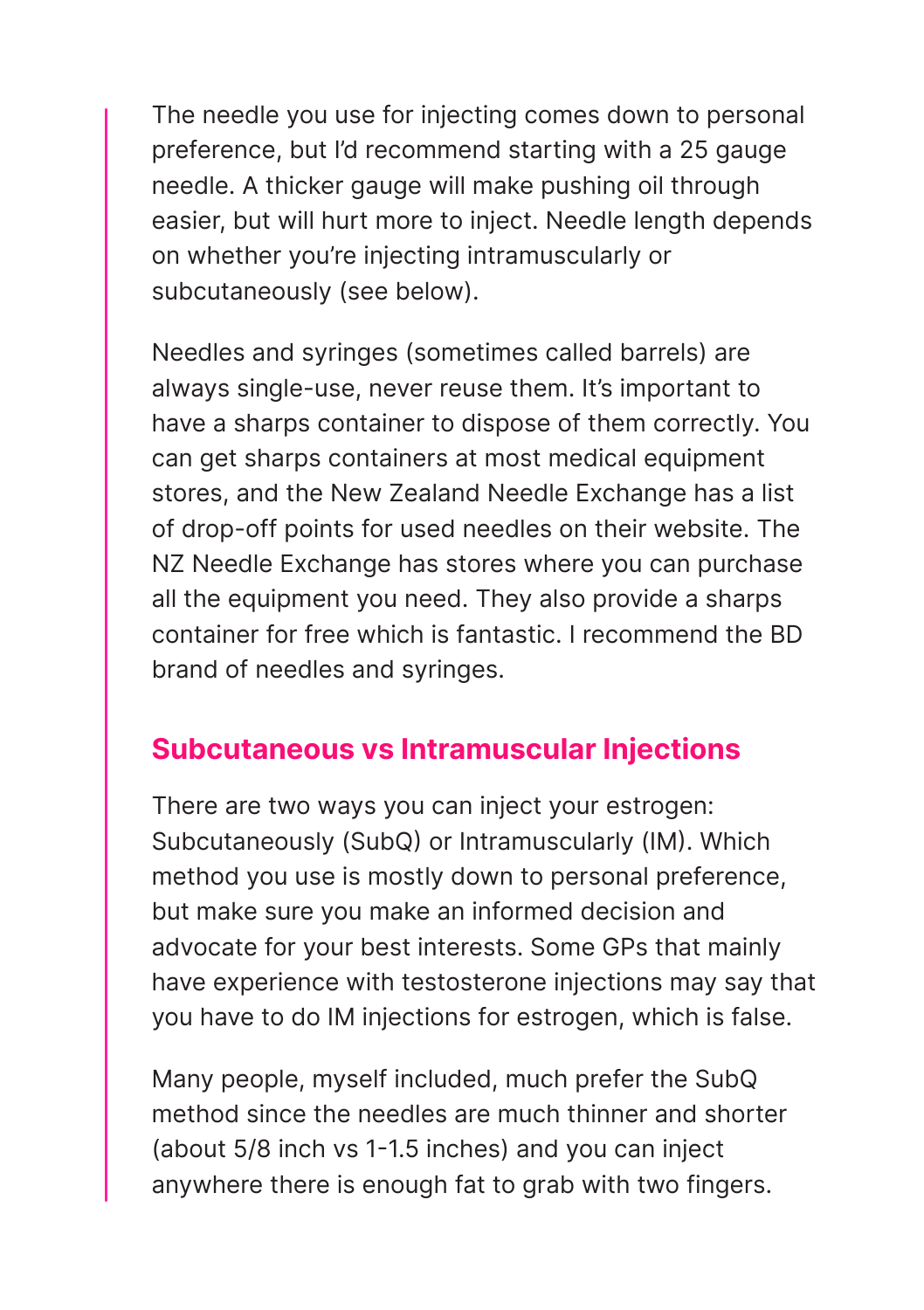The needle you use for injecting comes down to personal preference, but I'd recommend starting with a 25 gauge needle. A thicker gauge will make pushing oil through easier, but will hurt more to inject. Needle length depends on whether you're injecting intramuscularly or subcutaneously (see below).

Needles and syringes (sometimes called barrels) are always single-use, never reuse them. It's important to have a sharps container to dispose of them correctly. You can get sharps containers at most medical equipment stores, and the New Zealand Needle Exchange has a list of drop-off points for used needles on their website. The NZ Needle Exchange has stores where you can purchase all the equipment you need. They also provide a sharps container for free which is fantastic. I recommend the BD brand of needles and syringes.

## Subcutaneous vs Intramuscular Injections

There are two ways you can inject your estrogen: Subcutaneously (SubQ) or Intramuscularly (IM). Which method you use is mostly down to personal preference, but make sure you make an informed decision and advocate for your best interests. Some GPs that mainly have experience with testosterone injections may say that you have to do IM injections for estrogen, which is false.

Many people, myself included, much prefer the SubQ method since the needles are much thinner and shorter (about 5/8 inch vs 1-1.5 inches) and you can inject anywhere there is enough fat to grab with two fingers.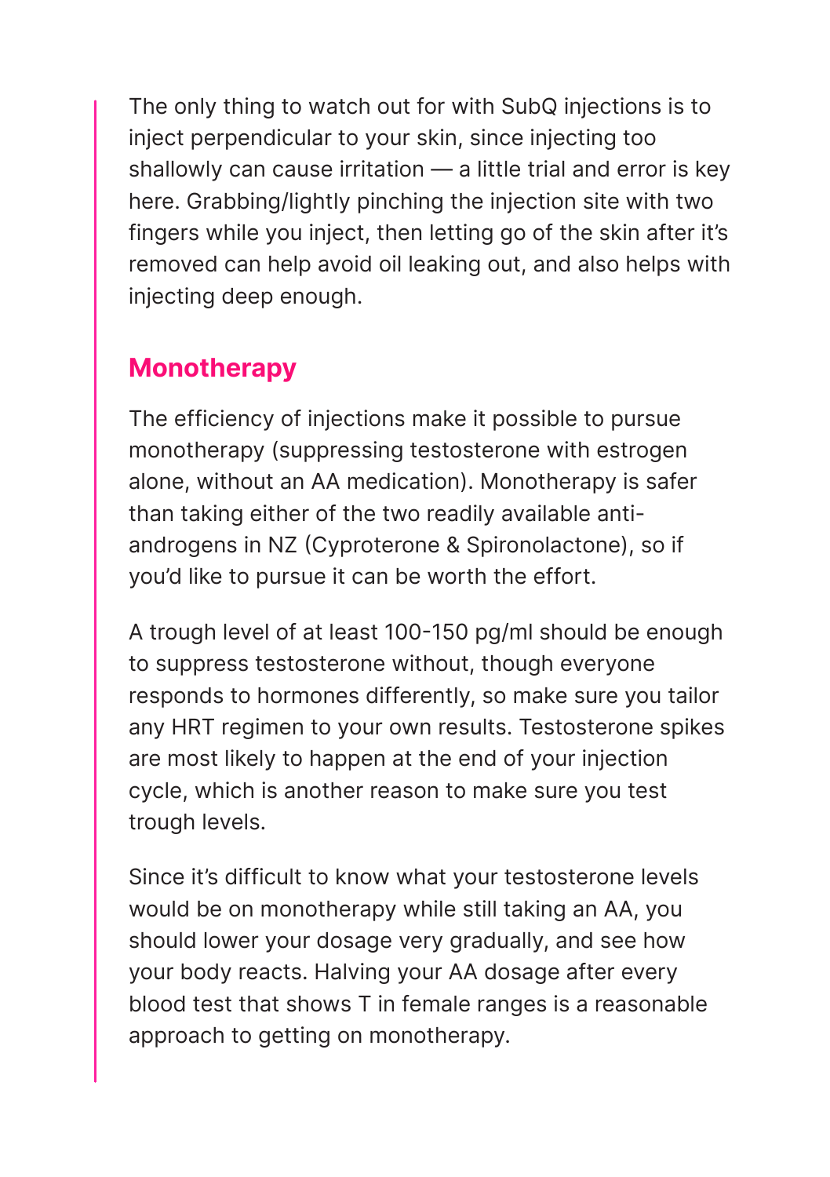The only thing to watch out for with SubQ injections is to inject perpendicular to your skin, since injecting too shallowly can cause irritation — a little trial and error is key here. Grabbing/lightly pinching the injection site with two fingers while you inject, then letting go of the skin after it's removed can help avoid oil leaking out, and also helps with injecting deep enough.

## Monotherapy

The efficiency of injections make it possible to pursue monotherapy (suppressing testosterone with estrogen alone, without an AA medication). Monotherapy is safer than taking either of the two readily available anti-androgens in NZ (Cyproterone & Spironolactone), so if you'd like to pursue it can be worth the effort.

A trough level of at least 100-150 pg/ml should be enough to suppress testosterone without, though everyone responds to hormones differently, so make sure you tailor any HRT regimen to your own results. Testosterone spikes are most likely to happen at the end of your injection cycle, which is another reason to make sure you test trough levels.

Since it's difficult to know what your testosterone levels would be on monotherapy while still taking an AA, you should lower your dosage very gradually, and see how your body reacts. Halving your AA dosage after every blood test that shows T in female ranges is a reasonable approach to getting on monotherapy.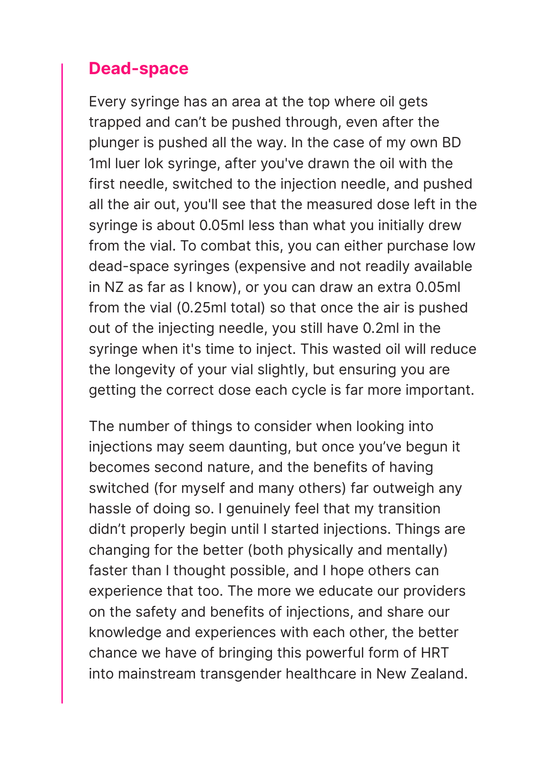## Dead-space

Every syringe has an area at the top where oil gets trapped and can't be pushed through, even after the plunger is pushed all the way. In the case of my own BD 1ml luer lok syringe, after you've drawn the oil with the first needle, switched to the injection needle, and pushed all the air out, you'll see that the measured dose left in the syringe is about 0.05ml less than what you initially drew from the vial. To combat this, you can either purchase low dead-space syringes (expensive and not readily available in NZ as far as I know), or you can draw an extra 0.05ml from the vial (0.25ml total) so that once the air is pushed out of the injecting needle, you still have 0.2ml in the syringe when it's time to inject. This wasted oil will reduce the longevity of your vial slightly, but ensuring you are getting the correct dose each cycle is far more important.

The number of things to consider when looking into injections may seem daunting, but once you've begun it becomes second nature, and the benefits of having switched (for myself and many others) far outweigh any hassle of doing so. I genuinely feel that my transition didn't properly begin until I started injections. Things are changing for the better (both physically and mentally) faster than I thought possible, and I hope others can experience that too. The more we educate our providers on the safety and benefits of injections, and share our knowledge and experiences with each other, the better chance we have of bringing this powerful form of HRT into mainstream transgender healthcare in New Zealand.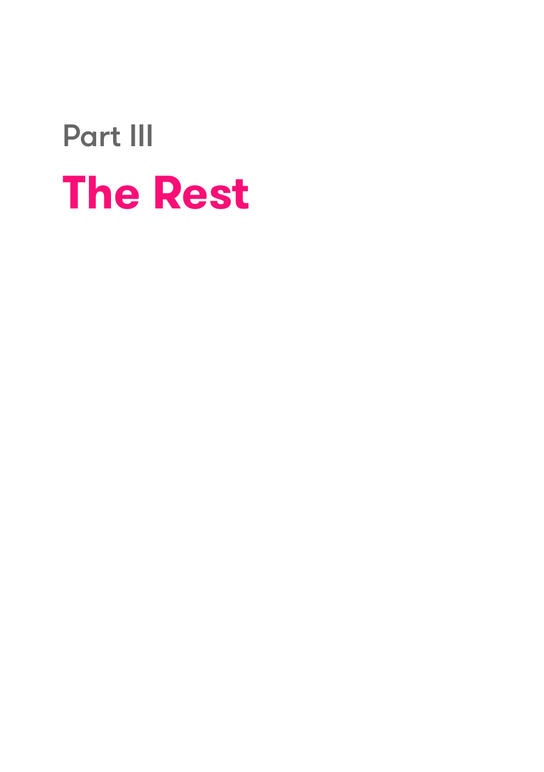# Part III

# The Rest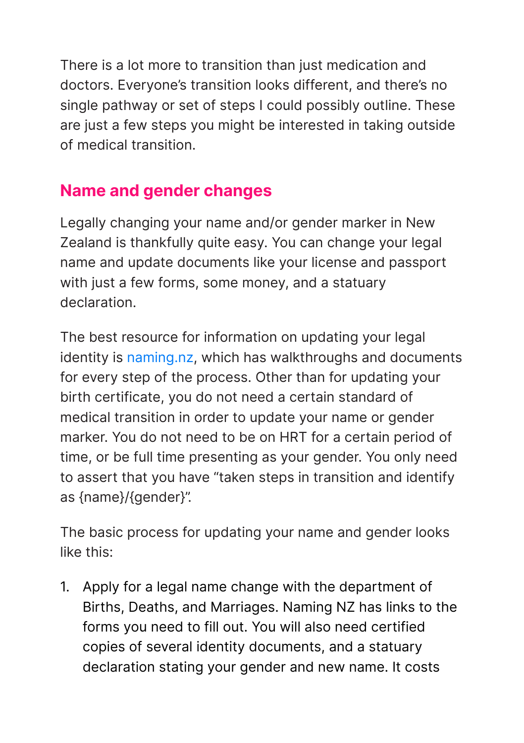There is a lot more to transition than just medication and doctors. Everyone's transition looks different, and there's no single pathway or set of steps I could possibly outline. These are just a few steps you might be interested in taking outside of medical transition.

## Name and gender changes

Legally changing your name and/or gender marker in New Zealand is thankfully quite easy. You can change your legal name and update documents like your license and passport with just a few forms, some money, and a statuary declaration.

The best resource for information on updating your legal identity is naming.nz, which has walkthroughs and documents for every step of the process. Other than for updating your birth certificate, you do not need a certain standard of medical transition in order to update your name or gender marker. You do not need to be on HRT for a certain period of time, or be full time presenting as your gender. You only need to assert that you have "taken steps in transition and identify as {name}/{gender}".

The basic process for updating your name and gender looks like this:

1. Apply for a legal name change with the department of Births, Deaths, and Marriages. Naming NZ has links to the forms you need to fill out. You will also need certified copies of several identity documents, and a statuary declaration stating your gender and new name. It costs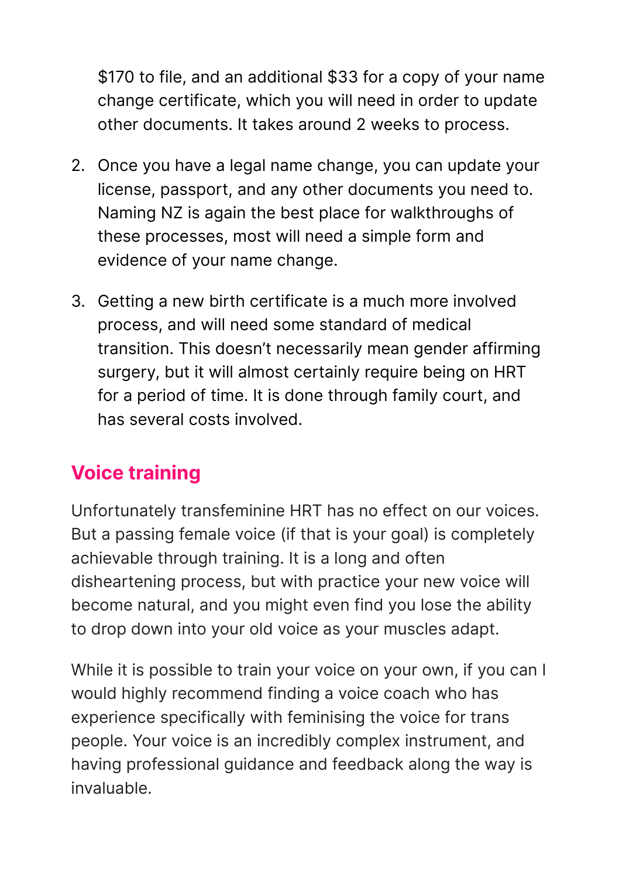$170 to file, and an additional $33 for a copy of your name change certificate, which you will need in order to update other documents. It takes around 2 weeks to process.

2. Once you have a legal name change, you can update your license, passport, and any other documents you need to. Naming NZ is again the best place for walkthroughs of these processes, most will need a simple form and evidence of your name change.

3. Getting a new birth certificate is a much more involved process, and will need some standard of medical transition. This doesn't necessarily mean gender affirming surgery, but it will almost certainly require being on HRT for a period of time. It is done through family court, and has several costs involved.

## Voice training

Unfortunately transfeminine HRT has no effect on our voices. But a passing female voice (if that is your goal) is completely achievable through training. It is a long and often disheartening process, but with practice your new voice will become natural, and you might even find you lose the ability to drop down into your old voice as your muscles adapt.

While it is possible to train your voice on your own, if you can I would highly recommend finding a voice coach who has experience specifically with feminising the voice for trans people. Your voice is an incredibly complex instrument, and having professional guidance and feedback along the way is invaluable.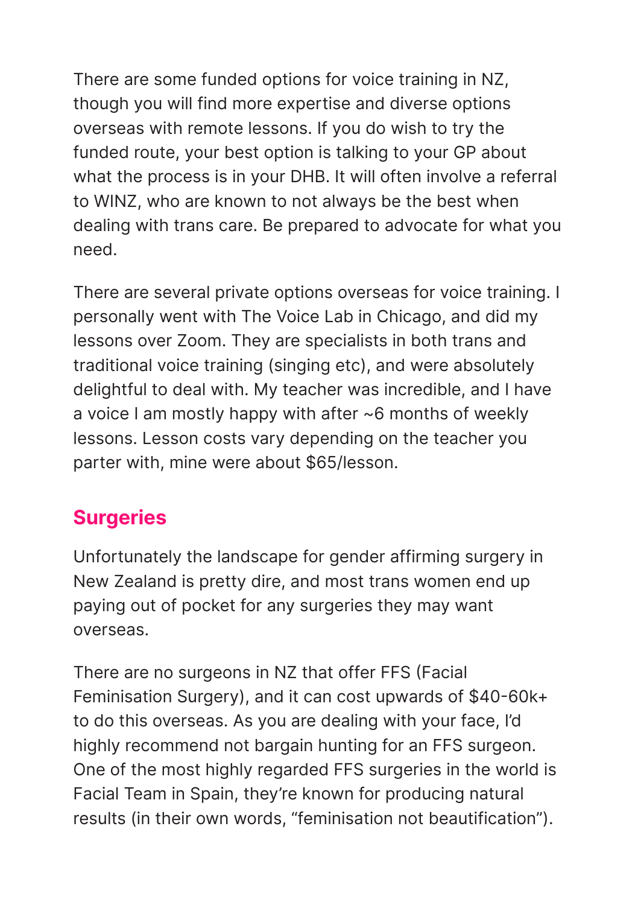There are some funded options for voice training in NZ, though you will find more expertise and diverse options overseas with remote lessons. If you do wish to try the funded route, your best option is talking to your GP about what the process is in your DHB. It will often involve a referral to WINZ, who are known to not always be the best when dealing with trans care. Be prepared to advocate for what you need.

There are several private options overseas for voice training. I personally went with The Voice Lab in Chicago, and did my lessons over Zoom. They are specialists in both trans and traditional voice training (singing etc), and were absolutely delightful to deal with. My teacher was incredible, and I have a voice I am mostly happy with after ~6 months of weekly lessons. Lesson costs vary depending on the teacher you parter with, mine were about $65/lesson.

## Surgeries

Unfortunately the landscape for gender affirming surgery in New Zealand is pretty dire, and most trans women end up paying out of pocket for any surgeries they may want overseas.

There are no surgeons in NZ that offer FFS (Facial Feminisation Surgery), and it can cost upwards of $40-60k+ to do this overseas. As you are dealing with your face, I'd highly recommend not bargain hunting for an FFS surgeon. One of the most highly regarded FFS surgeries in the world is Facial Team in Spain, they're known for producing natural results (in their own words, "feminisation not beautification").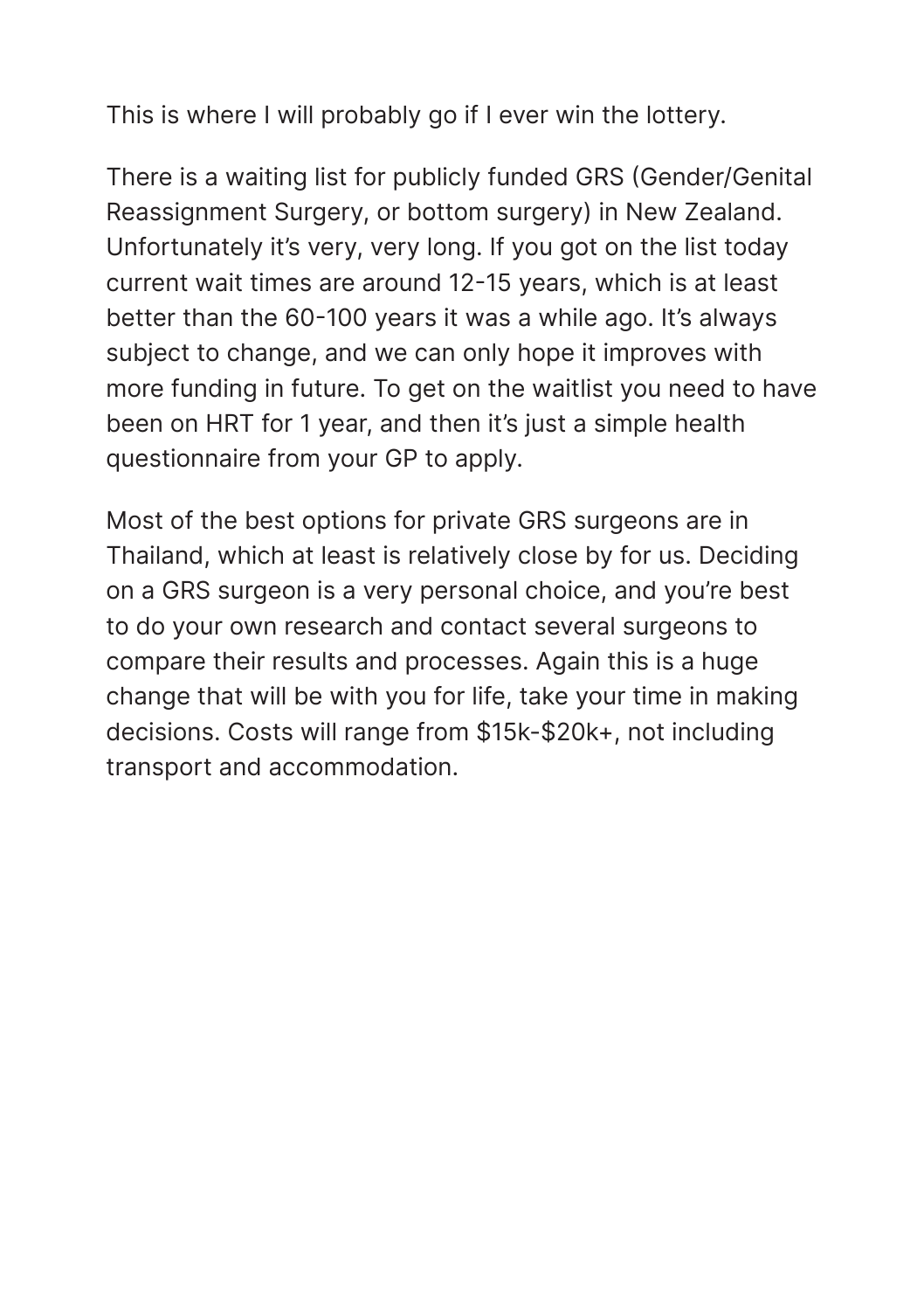This is where I will probably go if I ever win the lottery.

There is a waiting list for publicly funded GRS (Gender/Genital Reassignment Surgery, or bottom surgery) in New Zealand. Unfortunately it's very, very long. If you got on the list today current wait times are around 12-15 years, which is at least better than the 60-100 years it was a while ago. It's always subject to change, and we can only hope it improves with more funding in future. To get on the waitlist you need to have been on HRT for 1 year, and then it's just a simple health questionnaire from your GP to apply.

Most of the best options for private GRS surgeons are in Thailand, which at least is relatively close by for us. Deciding on a GRS surgeon is a very personal choice, and you're best to do your own research and contact several surgeons to compare their results and processes. Again this is a huge change that will be with you for life, take your time in making decisions. Costs will range from $15k-$20k+, not including transport and accommodation.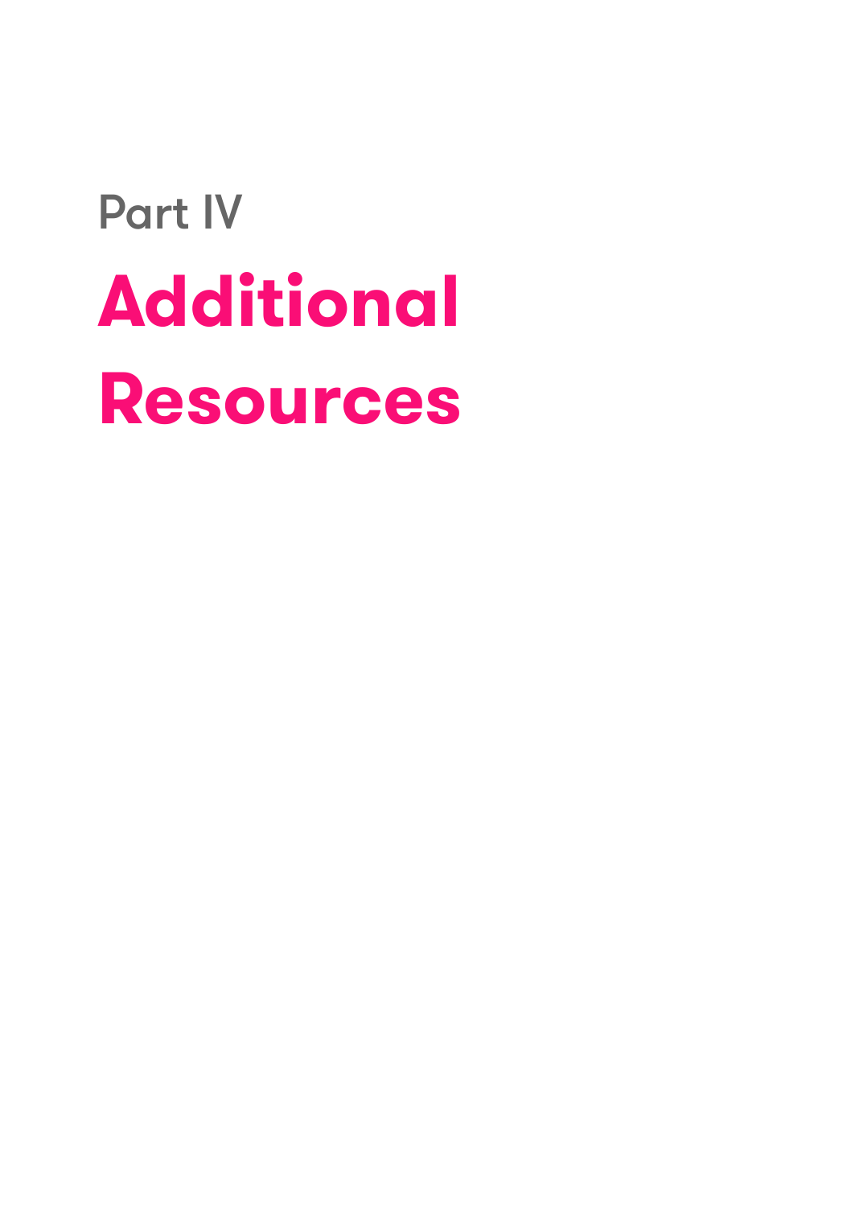Part IV

# Additional Resources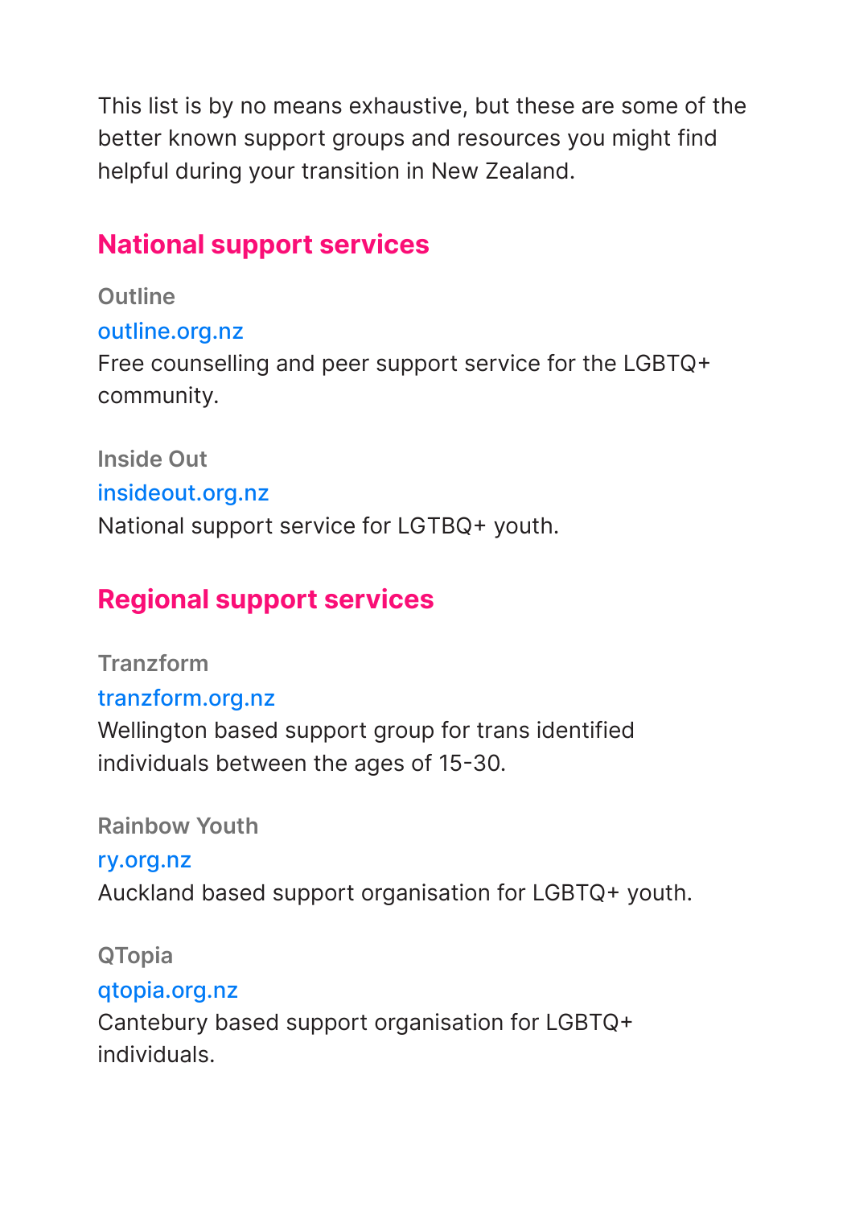This list is by no means exhaustive, but these are some of the better known support groups and resources you might find helpful during your transition in New Zealand.

## National support services

**Outline**
outline.org.nz
Free counselling and peer support service for the LGBTQ+ community.

**Inside Out**
insideout.org.nz
National support service for LGTBQ+ youth.

## Regional support services

**Tranzform**
tranzform.org.nz
Wellington based support group for trans identified individuals between the ages of 15-30.

**Rainbow Youth**
ry.org.nz
Auckland based support organisation for LGBTQ+ youth.

**QTopia**
qtopia.org.nz
Cantebury based support organisation for LGBTQ+ individuals.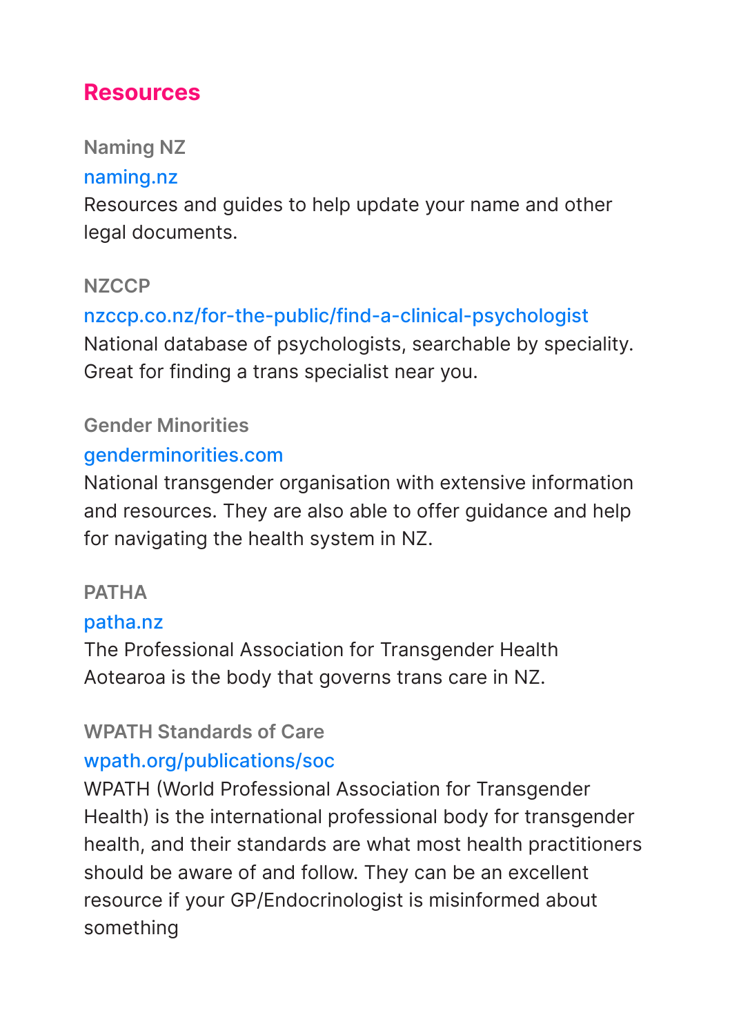## Resources

### Naming NZ

naming.nz

Resources and guides to help update your name and other legal documents.

### NZCCP

nzccp.co.nz/for-the-public/find-a-clinical-psychologist

National database of psychologists, searchable by speciality. Great for finding a trans specialist near you.

### Gender Minorities

genderminorities.com

National transgender organisation with extensive information and resources. They are also able to offer guidance and help for navigating the health system in NZ.

### PATHA

patha.nz

The Professional Association for Transgender Health Aotearoa is the body that governs trans care in NZ.

### WPATH Standards of Care

wpath.org/publications/soc

WPATH (World Professional Association for Transgender Health) is the international professional body for transgender health, and their standards are what most health practitioners should be aware of and follow. They can be an excellent resource if your GP/Endocrinologist is misinformed about something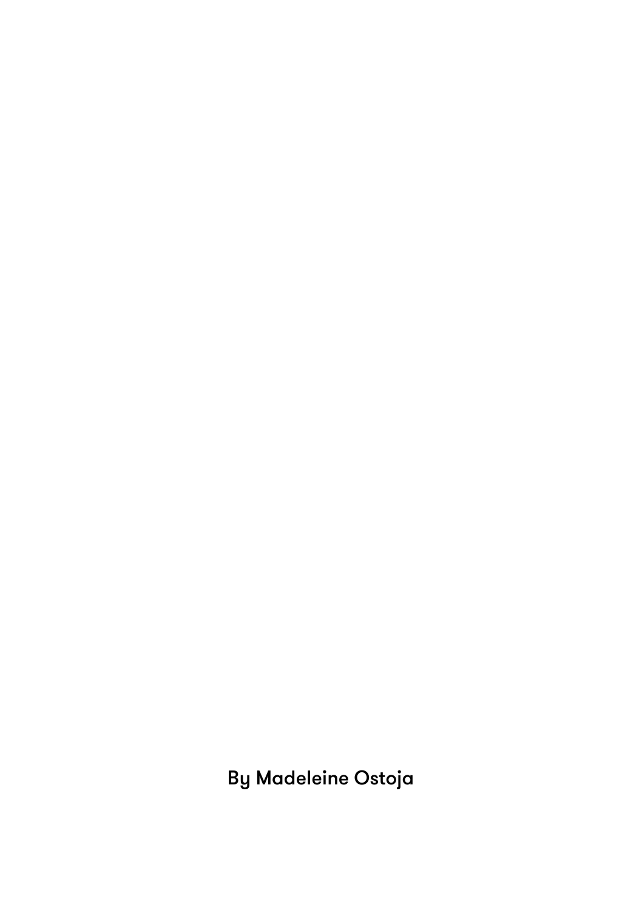By Madeleine Ostoja